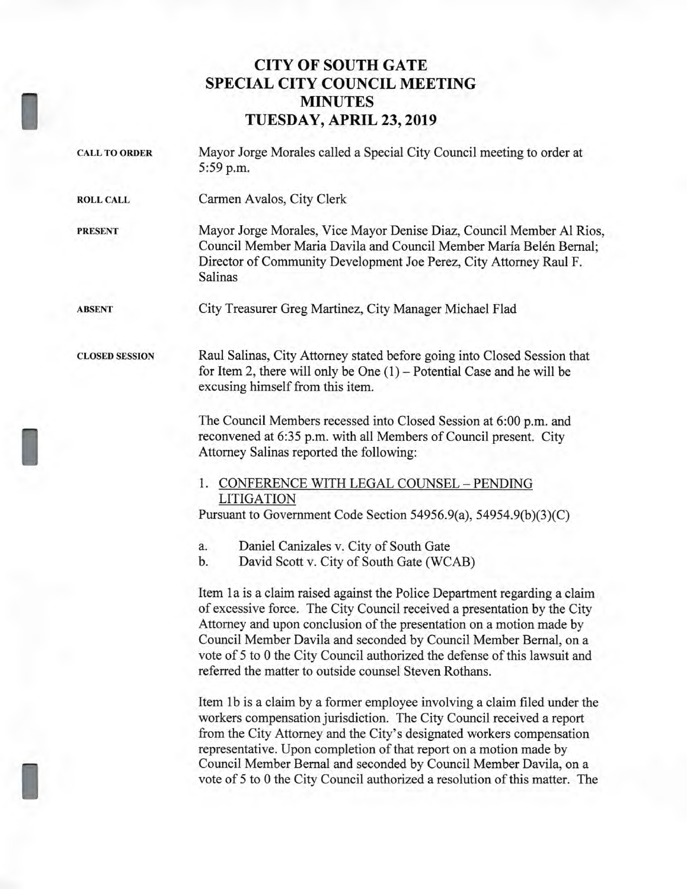# CITY OF SOUTH GATE
# SPECIAL CITY COUNCIL MEETING
# MINUTES
# TUESDAY, APRIL 23, 2019

**CALL TO ORDER**

Mayor Jorge Morales called a Special City Council meeting to order at 5:59 p.m.

**ROLL CALL**

Carmen Avalos, City Clerk

**PRESENT**

Mayor Jorge Morales, Vice Mayor Denise Diaz, Council Member Al Rios, Council Member Maria Davila and Council Member María Belén Bernal; Director of Community Development Joe Perez, City Attorney Raul F. Salinas

**ABSENT**

City Treasurer Greg Martinez, City Manager Michael Flad

**CLOSED SESSION**

Raul Salinas, City Attorney stated before going into Closed Session that for Item 2, there will only be One (1) – Potential Case and he will be excusing himself from this item.

The Council Members recessed into Closed Session at 6:00 p.m. and reconvened at 6:35 p.m. with all Members of Council present. City Attorney Salinas reported the following:

1. CONFERENCE WITH LEGAL COUNSEL – PENDING LITIGATION

Pursuant to Government Code Section 54956.9(a), 54954.9(b)(3)(C)

a. Daniel Canizales v. City of South Gate
b. David Scott v. City of South Gate (WCAB)

Item 1a is a claim raised against the Police Department regarding a claim of excessive force. The City Council received a presentation by the City Attorney and upon conclusion of the presentation on a motion made by Council Member Davila and seconded by Council Member Bernal, on a vote of 5 to 0 the City Council authorized the defense of this lawsuit and referred the matter to outside counsel Steven Rothans.

Item 1b is a claim by a former employee involving a claim filed under the workers compensation jurisdiction. The City Council received a report from the City Attorney and the City's designated workers compensation representative. Upon completion of that report on a motion made by Council Member Bernal and seconded by Council Member Davila, on a vote of 5 to 0 the City Council authorized a resolution of this matter. The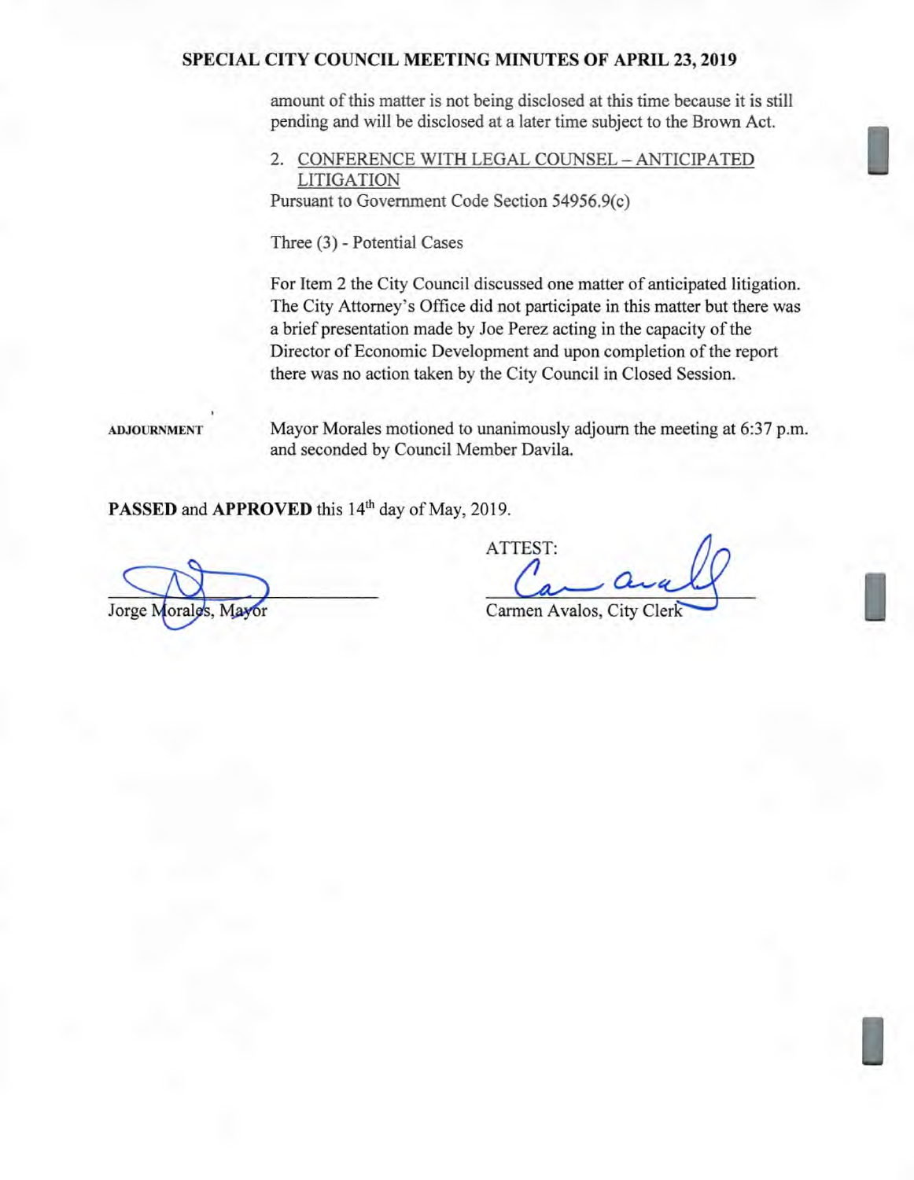amount of this matter is not being disclosed at this time because it is still pending and will be disclosed at a later time subject to the Brown Act.

2. CONFERENCE WITH LEGAL COUNSEL – ANTICIPATED LITIGATION
Pursuant to Government Code Section 54956.9(c)

Three (3) - Potential Cases

For Item 2 the City Council discussed one matter of anticipated litigation. The City Attorney's Office did not participate in this matter but there was a brief presentation made by Joe Perez acting in the capacity of the Director of Economic Development and upon completion of the report there was no action taken by the City Council in Closed Session.

**ADJOURNMENT**

Mayor Morales motioned to unanimously adjourn the meeting at 6:37 p.m. and seconded by Council Member Davila.

**PASSED** and **APPROVED** this 14th day of May, 2019.

Jorge Morales, Mayor

ATTEST:

Carmen Avalos, City Clerk